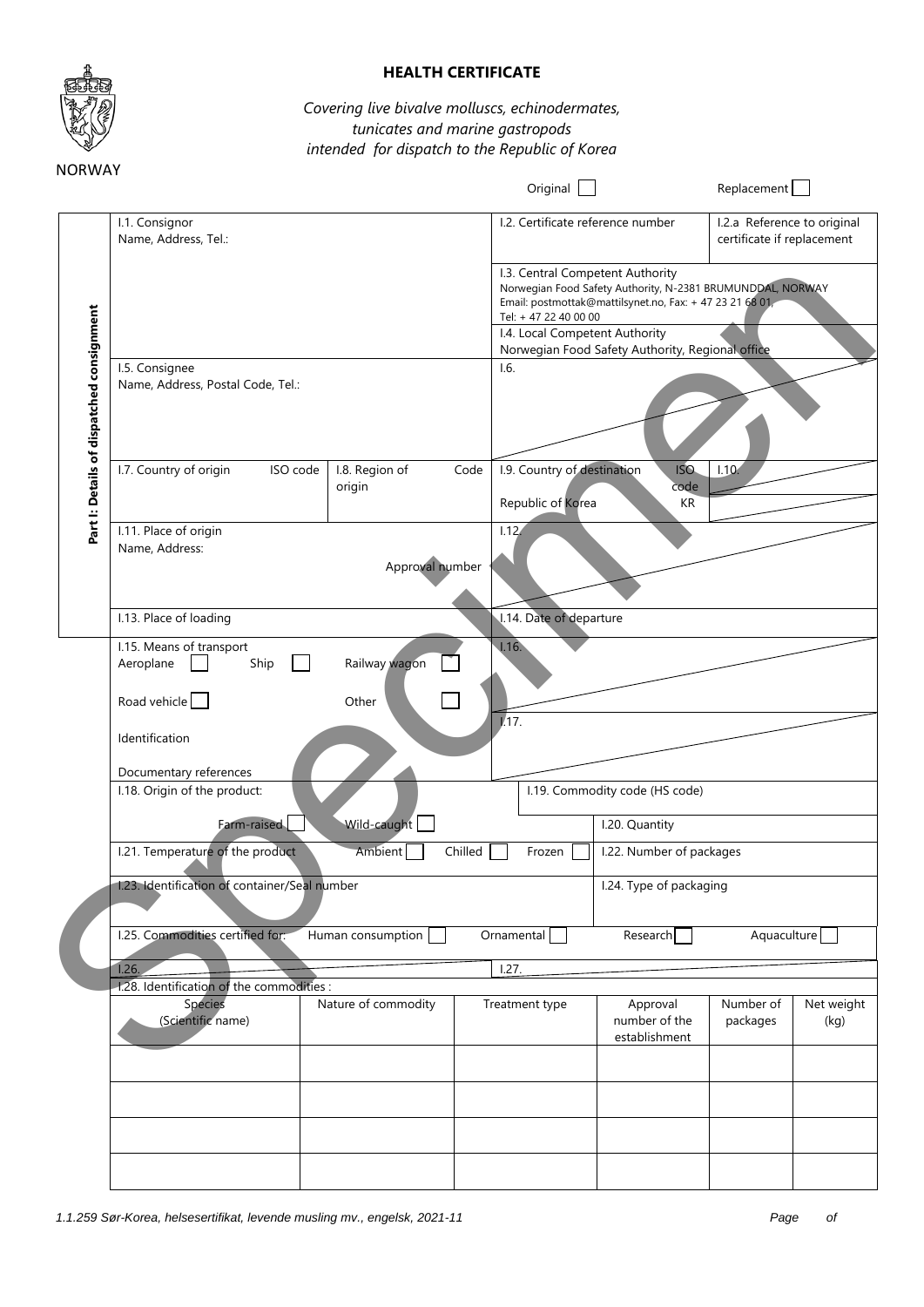NORWAY

# HEALTH CERTIFICATE

*Covering live bivalve molluscs, echinodermates, tunicates and marine gastropods intended for dispatch to the Republic of Korea*

Original ☐ Replacement ☐

**Part I: Details of dispatched consignment**

| | | | | |
|---|---|---|---|---|
| I.1. Consignor<br>Name, Address, Tel.: | | I.2. Certificate reference number | | I.2.a Reference to original certificate if replacement |
| | | I.3. Central Competent Authority<br>Norwegian Food Safety Authority, N-2381 BRUMUNDDAL, NORWAY<br>Email: postmottak@mattilsynet.no, Fax: + 47 23 21 68 01,<br>Tel: + 47 22 40 00 00 | | |
| | | I.4. Local Competent Authority<br>Norwegian Food Safety Authority, Regional office | | |
| I.5. Consignee<br>Name, Address, Postal Code, Tel.: | | I.6. | | |
| I.7. Country of origin ISO code | I.8. Region of origin Code | I.9. Country of destination ISO code<br>Republic of Korea KR | | I.10. |
| I.11. Place of origin<br>Name, Address:<br>Approval number | | I.12. | | |
| I.13. Place of loading | | I.14. Date of departure | | |
| I.15. Means of transport<br>Aeroplane ☐ Ship ☐ Railway wagon ☐<br>Road vehicle ☐ Other ☐<br>Identification<br>Documentary references | | I.16. | | |
| | | I.17. | | |
| I.18. Origin of the product:<br>Farm-raised ☐ Wild-caught ☐ | | I.19. Commodity code (HS code) | | |
| | | | I.20. Quantity | |
| I.21. Temperature of the product Ambient ☐ Chilled ☐ Frozen ☐ | | | I.22. Number of packages | |
| I.23. Identification of container/Seal number | | | I.24. Type of packaging | |
| I.25. Commodities certified for: Human consumption ☐ Ornamental ☐ Research ☐ Aquaculture ☐ | | | | |
| I.26. | | I.27. | | |

I.28. Identification of the commodities :

| Species<br>(Scientific name) | Nature of commodity | Treatment type | Approval number of the establishment | Number of packages | Net weight (kg) |
|---|---|---|---|---|---|
| | | | | | |
| | | | | | |
| | | | | | |
| | | | | | |

1.1.259 Sør-Korea, helsesertifikat, levende musling mv., engelsk, 2021-11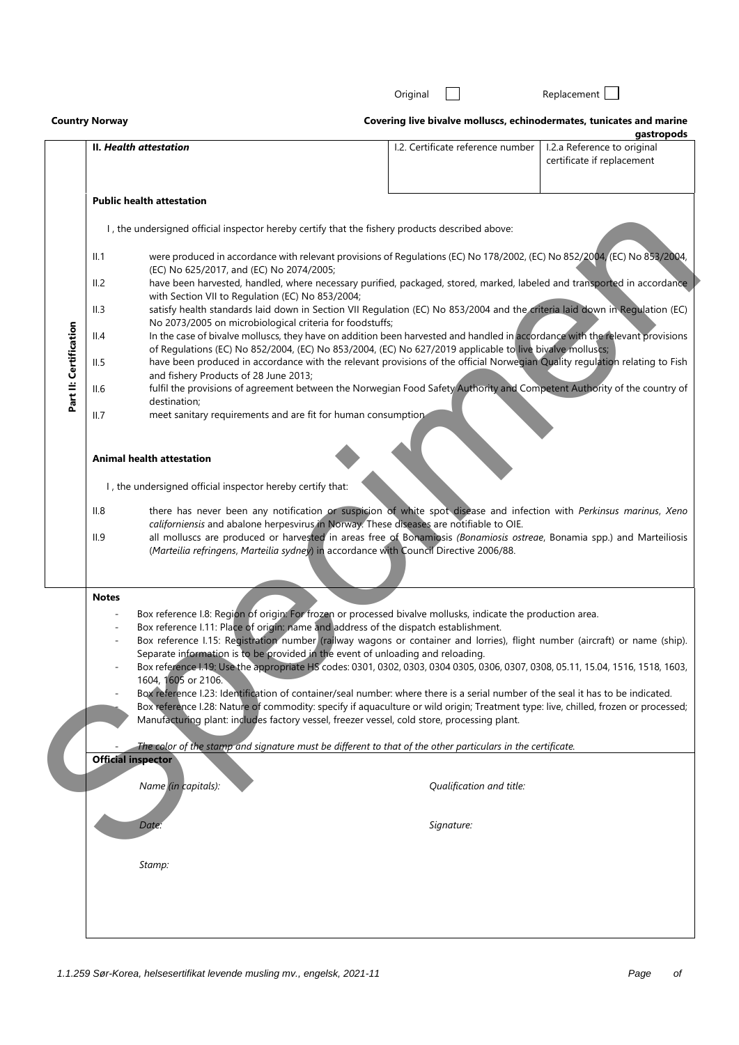Original ☐ Replacement ☐

**Country Norway**

**Covering live bivalve molluscs, echinodermates, tunicates and marine gastropods**

| **II. Health attestation** | I.2. Certificate reference number | I.2.a Reference to original certificate if replacement |
|---|---|---|

**Part II: Certification**

**Public health attestation**

I , the undersigned official inspector hereby certify that the fishery products described above:

II.1 were produced in accordance with relevant provisions of Regulations (EC) No 178/2002, (EC) No 852/2004, (EC) No 853/2004, (EC) No 625/2017, and (EC) No 2074/2005;

II.2 have been harvested, handled, where necessary purified, packaged, stored, marked, labeled and transported in accordance with Section VII to Regulation (EC) No 853/2004;

II.3 satisfy health standards laid down in Section VII Regulation (EC) No 853/2004 and the criteria laid down in Regulation (EC) No 2073/2005 on microbiological criteria for foodstuffs;

II.4 In the case of bivalve molluscs, they have on addition been harvested and handled in accordance with the relevant provisions of Regulations (EC) No 852/2004, (EC) No 853/2004, (EC) No 627/2019 applicable to live bivalve molluscs;

II.5 have been produced in accordance with the relevant provisions of the official Norwegian Quality regulation relating to Fish and fishery Products of 28 June 2013;

II.6 fulfil the provisions of agreement between the Norwegian Food Safety Authority and Competent Authority of the country of destination;

II.7 meet sanitary requirements and are fit for human consumption.

**Animal health attestation**

I , the undersigned official inspector hereby certify that:

II.8 there has never been any notification or suspicion of white spot disease and infection with *Perkinsus marinus*, *Xeno californiensis* and abalone herpesvirus in Norway. These diseases are notifiable to OIE.

II.9 all molluscs are produced or harvested in areas free of Bonamiosis *(Bonamiosis ostreae*, Bonamia spp.) and Marteiliosis (*Marteilia refringens, Marteilia sydney*) in accordance with Council Directive 2006/88.

**Notes**

- Box reference I.8: Region of origin: For frozen or processed bivalve mollusks, indicate the production area.
- Box reference I.11: Place of origin: name and address of the dispatch establishment.
- Box reference I.15: Registration number (railway wagons or container and lorries), flight number (aircraft) or name (ship). Separate information is to be provided in the event of unloading and reloading.
- Box reference I.19: Use the appropriate HS codes: 0301, 0302, 0303, 0304 0305, 0306, 0307, 0308, 05.11, 15.04, 1516, 1518, 1603, 1604, 1605 or 2106.
- Box reference I.23: Identification of container/seal number: where there is a serial number of the seal it has to be indicated.
- Box reference I.28: Nature of commodity: specify if aquaculture or wild origin; Treatment type: live, chilled, frozen or processed; Manufacturing plant: includes factory vessel, freezer vessel, cold store, processing plant.
- *The color of the stamp and signature must be different to that of the other particulars in the certificate.*

**Official inspector**

*Name (in capitals):* *Qualification and title:*

*Date:* *Signature:*

*Stamp:*

*1.1.259 Sør-Korea, helsesertifikat levende musling mv., engelsk, 2021-11*